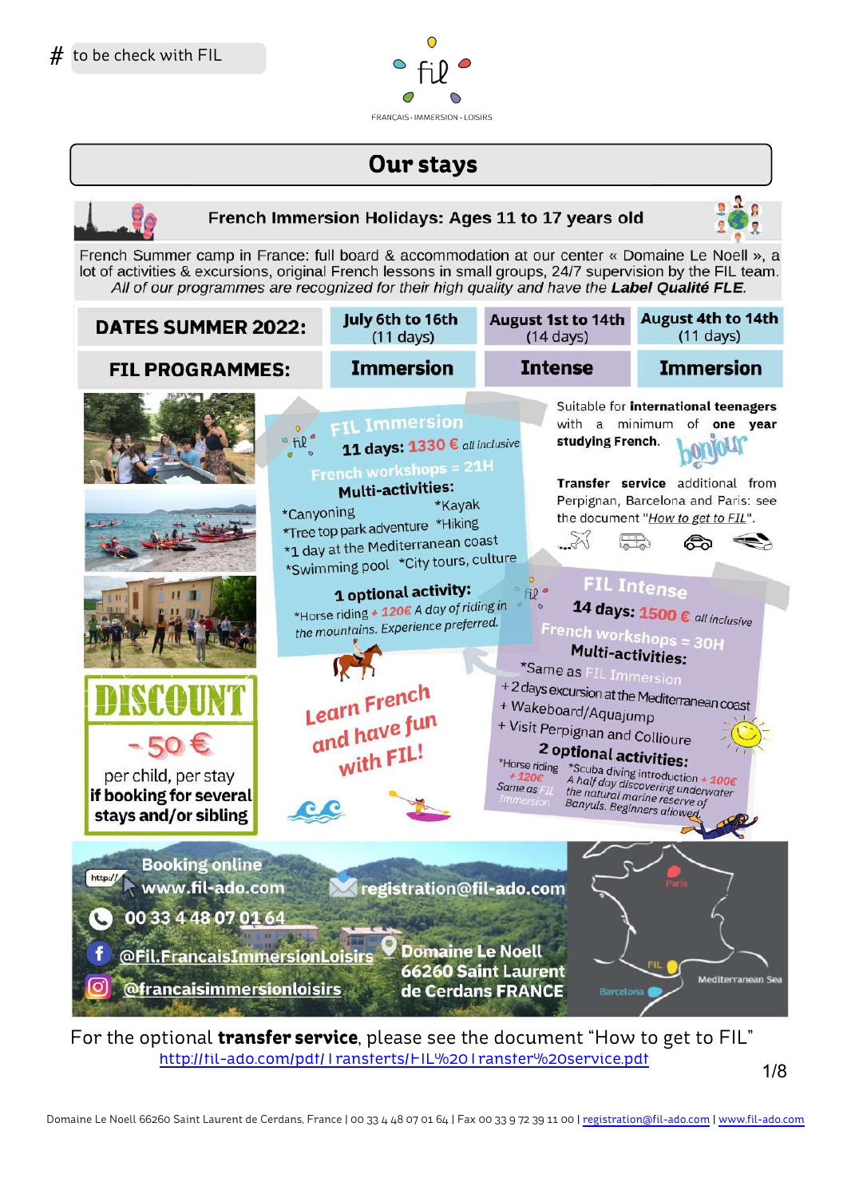# to be check with FIL

fil

FRANÇAIS · IMMERSION · LOISIRS

# Our stays

## French Immersion Holidays: Ages 11 to 17 years old

French Summer camp in France: full board & accommodation at our center « Domaine Le Noell », a lot of activities & excursions, original French lessons in small groups, 24/7 supervision by the FIL team.
*All of our programmes are recognized for their high quality and have the* ***Label Qualité FLE****.*

| DATES SUMMER 2022: | July 6th to 16th (11 days) | August 1st to 14th (14 days) | August 4th to 14th (11 days) |
|---|---|---|---|
| FIL PROGRAMMES: | Immersion | Intense | Immersion |

### FIL Immersion

**11 days: 1330 €** *all inclusive*

French workshops = 21H

**Multi-activities:**

- *Canyoning
- *Kayak
- *Tree top park adventure
- *Hiking
- *1 day at the Mediterranean coast
- *Swimming pool
- *City tours, culture

**1 optional activity:**

*Horse riding + 120€ *A day of riding in the mountains. Experience preferred.*

Suitable for **international teenagers** with a minimum of **one year studying French.**

bonjour

**Transfer service** additional from Perpignan, Barcelona and Paris: see the document "*How to get to FIL*".

### FIL Intense

**14 days: 1500 €** *all inclusive*

French workshops = 30H

**Multi-activities:**

- *Same as FIL Immersion
- + 2 days excursion at the Mediterranean coast
- + Wakeboard/Aquajump
- + Visit Perpignan and Collioure

**2 optional activities:**

- *Horse riding + 120€ Same as FIL Immersion
- *Scuba diving introduction + 100€ *A half day discovering underwater the natural marine reserve of Banyuls. Beginners allowed.*

**Learn French and have fun with FIL!**

**DISCOUNT**

**- 50 €**

per child, per stay
**if booking for several stays and/or sibling**

Booking online
http:// www.fil-ado.com

registration@fil-ado.com

00 33 4 48 07 01 64

@Fil.FrancaisImmersionLoisirs

@francaisimmersionloisirs

Domaine Le Noell
66260 Saint Laurent de Cerdans FRANCE

Paris · FIL · Barcelona · Mediterranean Sea

For the optional **transfer service**, please see the document "How to get to FIL"
http://fil-ado.com/pdf/Transfers/FIL%20Transfer%20service.pdf

Domaine Le Noell 66260 Saint Laurent de Cerdans, France | 00 33 4 48 07 01 64 | Fax 00 33 9 72 39 11 00 | registration@fil-ado.com | www.fil-ado.com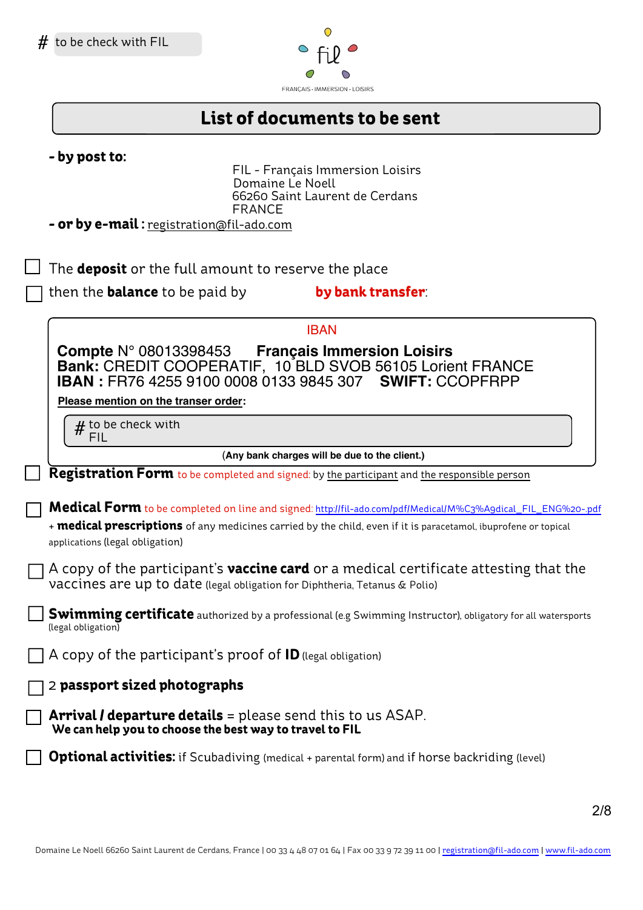# to be check with FIL

FIL · FRANÇAIS · IMMERSION · LOISIRS

## List of documents to be sent

**- by post to:**

FIL - Français Immersion Loisirs
Domaine Le Noell
66260 Saint Laurent de Cerdans
FRANCE

**- or by e-mail :** registration@fil-ado.com

☐ The **deposit** or the full amount to reserve the place

☐ then the **balance** to be paid by **by bank transfer**:

IBAN

**Compte** N° 08013398453 **Français Immersion Loisirs**
**Bank:** CREDIT COOPERATIF, 10 BLD SVOB 56105 Lorient FRANCE
**IBAN :** FR76 4255 9100 0008 0133 9845 307 **SWIFT:** CCOPFRPP

**Please mention on the transer order:**

# to be check with FIL

**(Any bank charges will be due to the client.)**

☐ **Registration Form** to be completed and signed: by the participant and the responsible person

☐ **Medical Form** to be completed on line and signed: http://fil-ado.com/pdf/Medical/M%C3%A9dical_FIL_ENG%20-.pdf
+ **medical prescriptions** of any medicines carried by the child, even if it is paracetamol, ibuprofene or topical applications (legal obligation)

☐ A copy of the participant's **vaccine card** or a medical certificate attesting that the vaccines are up to date (legal obligation for Diphtheria, Tetanus & Polio)

☐ **Swimming certificate** authorized by a professional (e.g Swimming Instructor), obligatory for all watersports (legal obligation)

☐ A copy of the participant's proof of **ID** (legal obligation)

☐ 2 **passport sized photographs**

☐ **Arrival / departure details** = please send this to us ASAP.
**We can help you to choose the best way to travel to FIL**

☐ **Optional activities:** if Scubadiving (medical + parental form) and if horse backriding (level)

Domaine Le Noell 66260 Saint Laurent de Cerdans, France | 00 33 4 48 07 01 64 | Fax 00 33 9 72 39 11 00 | registration@fil-ado.com | www.fil-ado.com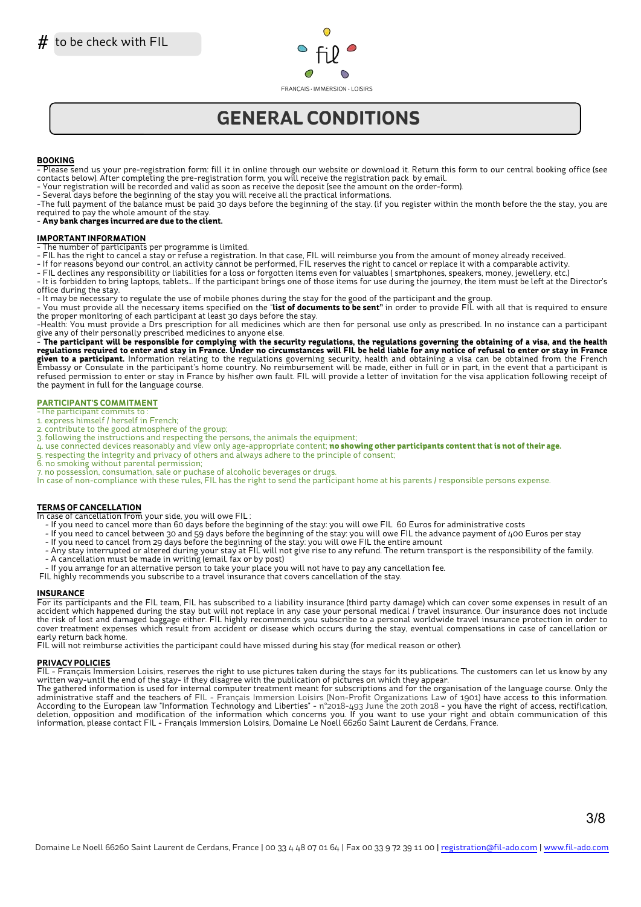# to be check with FIL

FRANÇAIS • IMMERSION • LOISIRS

# GENERAL CONDITIONS

**BOOKING**

- Please send us your pre-registration form: fill it in online through our website or download it. Return this form to our central booking office (see contacts below). After completing the pre-registration form, you will receive the registration pack by email.
- Your registration will be recorded and valid as soon as receive the deposit (see the amount on the order-form).
- Several days before the beginning of the stay you will receive all the practical informations.
- The full payment of the balance must be paid 30 days before the beginning of the stay. (if you register within the month before the the stay, you are required to pay the whole amount of the stay.
- **Any bank charges incurred are due to the client.**

**IMPORTANT INFORMATION**

- The number of participants per programme is limited.
- FIL has the right to cancel a stay or refuse a registration. In that case, FIL will reimburse you from the amount of money already received.
- If for reasons beyond our control, an activity cannot be performed, FIL reserves the right to cancel or replace it with a comparable activity.
- FIL declines any responsibility or liabilities for a loss or forgotten items even for valuables ( smartphones, speakers, money, jewellery, etc.)
- It is forbidden to bring laptops, tablets… If the participant brings one of those items for use during the journey, the item must be left at the Director's office during the stay.
- It may be necessary to regulate the use of mobile phones during the stay for the good of the participant and the group.
- You must provide all the necessary items specified on the "**list of documents to be sent"** in order to provide FIL with all that is required to ensure the proper monitoring of each participant at least 30 days before the stay.
- Health: You must provide a Drs prescription for all medicines which are then for personal use only as prescribed. In no instance can a participant give any of their personally prescribed medicines to anyone else.
- **The participant will be responsible for complying with the security regulations, the regulations governing the obtaining of a visa, and the health regulations required to enter and stay in France. Under no circumstances will FIL be held liable for any notice of refusal to enter or stay in France given to a participant.** Information relating to the regulations governing security, health and obtaining a visa can be obtained from the French Embassy or Consulate in the participant's home country. No reimbursement will be made, either in full or in part, in the event that a participant is refused permission to enter or stay in France by his/her own fault. FIL will provide a letter of invitation for the visa application following receipt of the payment in full for the language course.

**PARTICIPANT'S COMMITMENT**

-The participant commits to :

1. express himself / herself in French;
2. contribute to the good atmosphere of the group;
3. following the instructions and respecting the persons, the animals the equipment;
4. use connected devices reasonably and view only age-appropriate content; **no showing other participants content that is not of their age.**
5. respecting the integrity and privacy of others and always adhere to the principle of consent;
6. no smoking without parental permission;
7. no possession, consumation, sale or puchase of alcoholic beverages or drugs.

In case of non-compliance with these rules, FIL has the right to send the participant home at his parents / responsible persons expense.

**TERMS OF CANCELLATION**

In case of cancellation from your side, you will owe FIL :

- If you need to cancel more than 60 days before the beginning of the stay: you will owe FIL 60 Euros for administrative costs
- If you need to cancel between 30 and 59 days before the beginning of the stay: you will owe FIL the advance payment of 400 Euros per stay
- If you need to cancel from 29 days before the beginning of the stay: you will owe FIL the entire amount
- Any stay interrupted or altered during your stay at FIL will not give rise to any refund. The return transport is the responsibility of the family.
- A cancellation must be made in writing (email, fax or by post)
- If you arrange for an alternative person to take your place you will not have to pay any cancellation fee.

FIL highly recommends you subscribe to a travel insurance that covers cancellation of the stay.

**INSURANCE**

For its participants and the FIL team, FIL has subscribed to a liability insurance (third party damage) which can cover some expenses in result of an accident which happened during the stay but will not replace in any case your personal medical / travel insurance. Our insurance does not include the risk of lost and damaged baggage either. FIL highly recommends you subscribe to a personal worldwide travel insurance protection in order to cover treatment expenses which result from accident or disease which occurs during the stay, eventual compensations in case of cancellation or early return back home.

FIL will not reimburse activities the participant could have missed during his stay (for medical reason or other).

**PRIVACY POLICIES**

FIL - Français Immersion Loisirs, reserves the right to use pictures taken during the stays for its publications. The customers can let us know by any written way-until the end of the stay- if they disagree with the publication of pictures on which they appear.

The gathered information is used for internal computer treatment meant for subscriptions and for the organisation of the language course. Only the administrative staff and the teachers of FIL - Français Immersion Loisirs (Non-Profit Organizations Law of 1901) have access to this information. According to the European law "Information Technology and Liberties" - n°2018-493 June the 20th 2018 - you have the right of access, rectification, deletion, opposition and modification of the information which concerns you. If you want to use your right and obtain communication of this information, please contact FIL - Français Immersion Loisirs, Domaine Le Noell 66260 Saint Laurent de Cerdans, France.

Domaine Le Noell 66260 Saint Laurent de Cerdans, France | 00 33 4 48 07 01 64 | Fax 00 33 9 72 39 11 00 | registration@fil-ado.com | www.fil-ado.com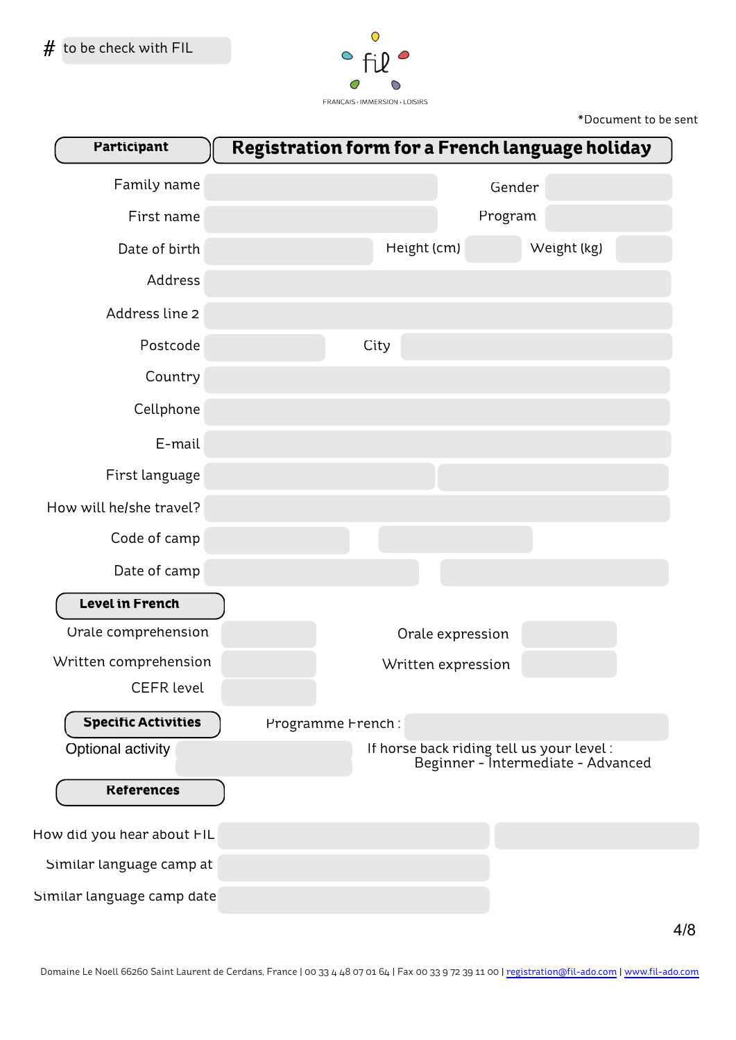# to be check with FIL

fil
FRANÇAIS · IMMERSION · LOISIRS

*Document to be sent

**Participant**

# Registration form for a French language holiday

| | | | |
|---|---|---|---|
| Family name | | Gender | |
| First name | | Program | |
| Date of birth | | Height (cm) | Weight (kg) |
| Address | | | |
| Address line 2 | | | |
| Postcode | | City | |
| Country | | | |
| Cellphone | | | |
| E-mail | | | |
| First language | | | |
| How will he/she travel? | | | |
| Code of camp | | | |
| Date of camp | | | |

**Level in French**

| | | | |
|---|---|---|---|
| Orale comprehension | | Orale expression | |
| Written comprehension | | Written expression | |
| CEFR level | | | |

**Specific Activities**

Programme French :

Optional activity

If horse back riding tell us your level :
Beginner - Intermediate - Advanced

**References**

| | | |
|---|---|---|
| How did you hear about FIL | | |
| Similar language camp at | | |
| Similar language camp date | | |

Domaine Le Noell 66260 Saint Laurent de Cerdans, France | 00 33 4 48 07 01 64 | Fax 00 33 9 72 39 11 00 | registration@fil-ado.com | www.fil-ado.com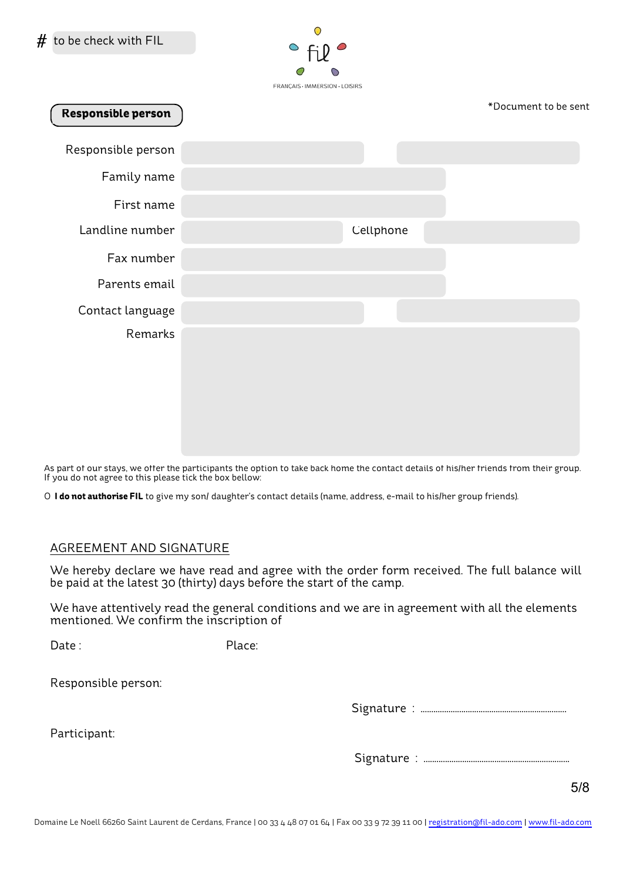# to be check with FIL

fil

FRANÇAIS · IMMERSION · LOISIRS

**Responsible person**

*Document to be sent

| | | |
|---|---|---|
| Responsible person | | |
| Family name | | |
| First name | | |
| Landline number | | Cellphone |
| Fax number | | |
| Parents email | | |
| Contact language | | |
| Remarks | | |

As part of our stays, we offer the participants the option to take back home the contact details of his/her friends from their group. If you do not agree to this please tick the box bellow:

O **I do not authorise FIL** to give my son/ daughter's contact details (name, address, e-mail to his/her group friends).

## AGREEMENT AND SIGNATURE

We hereby declare we have read and agree with the order form received. The full balance will be paid at the latest 30 (thirty) days before the start of the camp.

We have attentively read the general conditions and we are in agreement with all the elements mentioned. We confirm the inscription of

Date : Place:

Responsible person:

Signature : ..................................................................

Participant:

Signature : ..................................................................

Domaine Le Noell 66260 Saint Laurent de Cerdans, France | 00 33 4 48 07 01 64 | Fax 00 33 9 72 39 11 00 | registration@fil-ado.com | www.fil-ado.com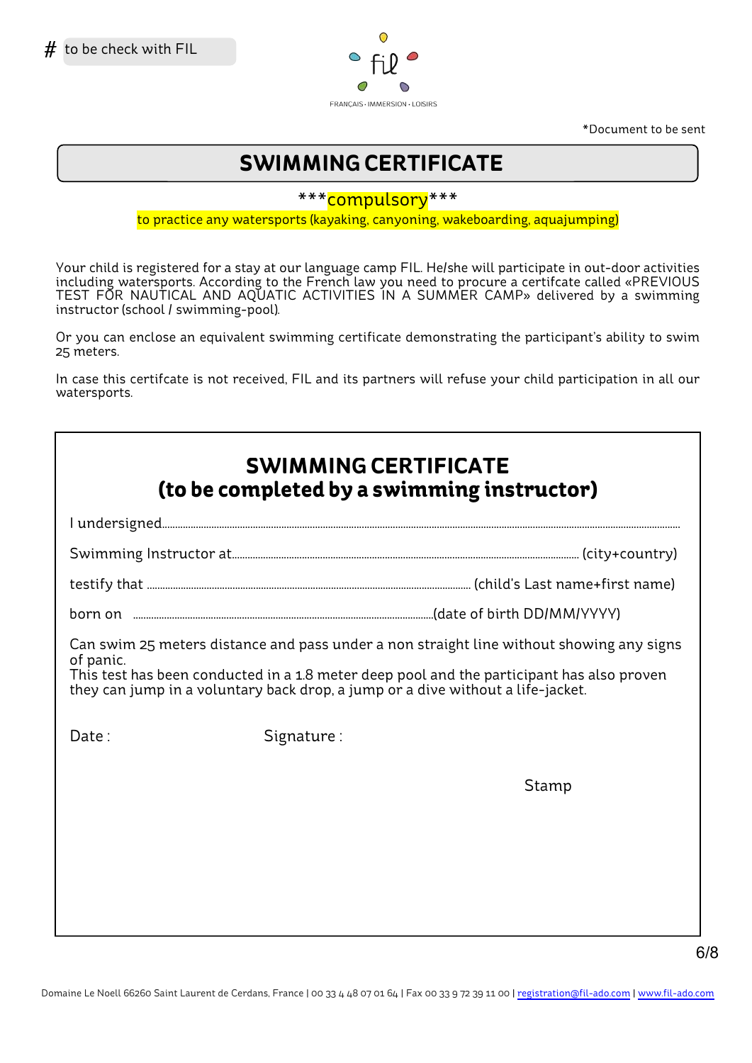# to be check with FIL

FIL — FRANÇAIS · IMMERSION · LOISIRS

*Document to be sent

## SWIMMING CERTIFICATE

***compulsory***

to practice any watersports (kayaking, canyoning, wakeboarding, aquajumping)

Your child is registered for a stay at our language camp FIL. He/she will participate in out-door activities including watersports. According to the French law you need to procure a certifcate called «PREVIOUS TEST FOR NAUTICAL AND AQUATIC ACTIVITIES IN A SUMMER CAMP» delivered by a swimming instructor (school / swimming-pool).

Or you can enclose an equivalent swimming certificate demonstrating the participant's ability to swim 25 meters.

In case this certifcate is not received, FIL and its partners will refuse your child participation in all our watersports.

## SWIMMING CERTIFICATE
## (to be completed by a swimming instructor)

I undersigned.............................................................................................................................

Swimming Instructor at.............................................................................. (city+country)

testify that ............................................................................ (child's Last name+first name)

born on .................................................................................(date of birth DD/MM/YYYY)

Can swim 25 meters distance and pass under a non straight line without showing any signs of panic.
This test has been conducted in a 1.8 meter deep pool and the participant has also proven they can jump in a voluntary back drop, a jump or a dive without a life-jacket.

Date : Signature :

Stamp

Domaine Le Noell 66260 Saint Laurent de Cerdans, France | 00 33 4 48 07 01 64 | Fax 00 33 9 72 39 11 00 | registration@fil-ado.com | www.fil-ado.com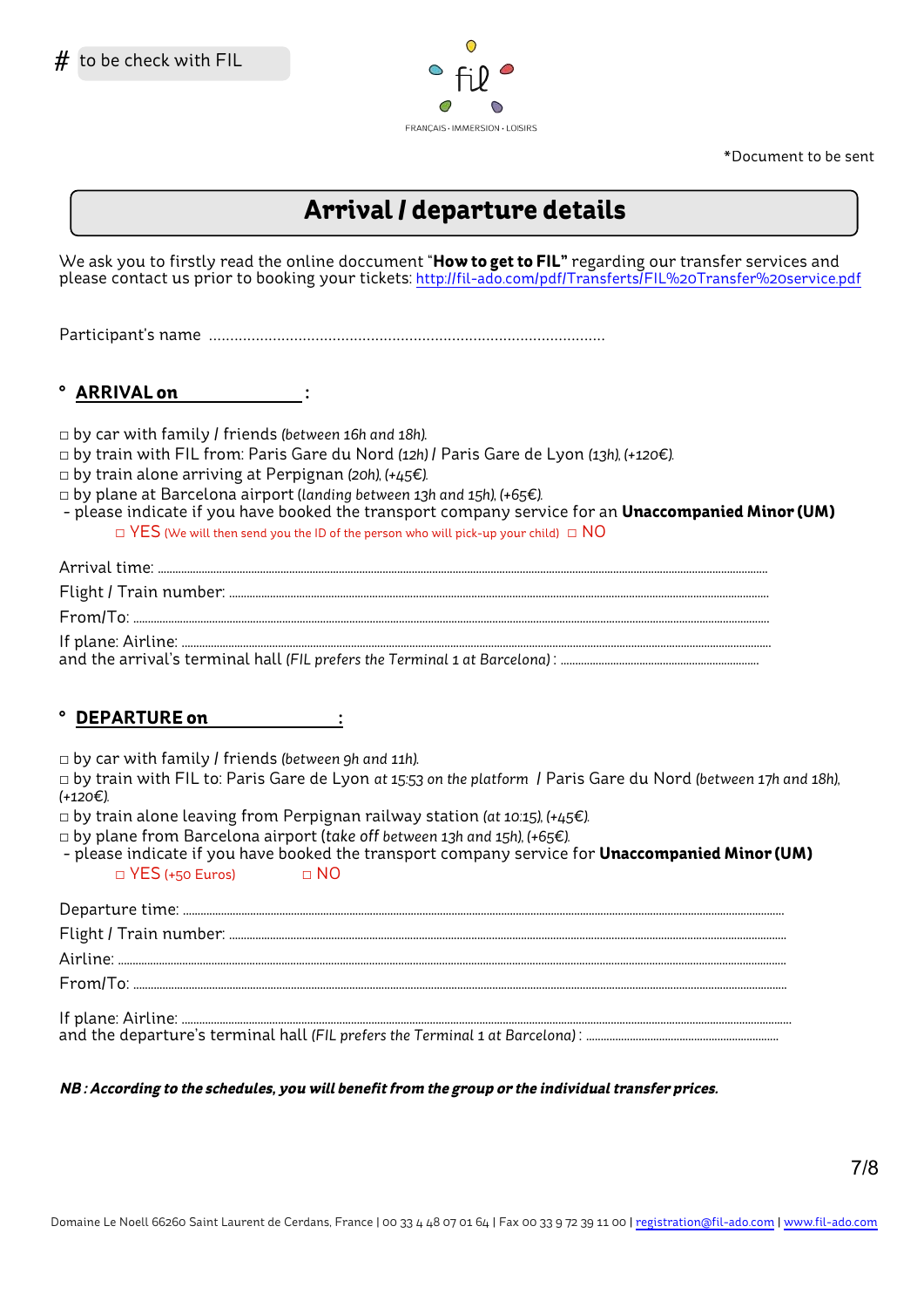# to be check with FIL

FRANÇAIS · IMMERSION · LOISIRS

*Document to be sent

# Arrival / departure details

We ask you to firstly read the online doccument "**How to get to FIL"** regarding our transfer services and please contact us prior to booking your tickets: http://fil-ado.com/pdf/Transferts/FIL%20Transfer%20service.pdf

Participant's name ..............................................................................................

## ° ARRIVAL on ______________ :

□ by car with family / friends *(between 16h and 18h).*
□ by train with FIL from: Paris Gare du Nord *(12h)* / Paris Gare de Lyon *(13h), (+120€).*
□ by train alone arriving at Perpignan *(20h), (+45€).*
□ by plane at Barcelona airport *(landing between 13h and 15h), (+65€).*
- please indicate if you have booked the transport company service for an **Unaccompanied Minor (UM)**
  □ YES (We will then send you the ID of the person who will pick-up your child) □ NO

Arrival time: ..................................................................................................................................

Flight / Train number: ...................................................................................................................

From/To: .........................................................................................................................................

If plane: Airline: ............................................................................................................................
and the arrival's terminal hall *(FIL prefers the Terminal 1 at Barcelona)* : ..............................................

## ° DEPARTURE on ______________ :

□ by car with family / friends *(between 9h and 11h).*
□ by train with FIL to: Paris Gare de Lyon *at 15:53 on the platform* / Paris Gare du Nord *(between 17h and 18h), (+120€).*
□ by train alone leaving from Perpignan railway station *(at 10:15), (+45€).*
□ by plane from Barcelona airport (*take off between 13h and 15h), (+65€).*
- please indicate if you have booked the transport company service for **Unaccompanied Minor (UM)**
  □ YES (+50 Euros) □ NO

Departure time: ..............................................................................................................................

Flight / Train number: ...................................................................................................................

Airline: .............................................................................................................................................

From/To: .........................................................................................................................................

If plane: Airline: ............................................................................................................................
and the departure's terminal hall *(FIL prefers the Terminal 1 at Barcelona)* : ..............................................

***NB : According to the schedules, you will benefit from the group or the individual transfer prices.***

Domaine Le Noell 66260 Saint Laurent de Cerdans, France | 00 33 4 48 07 01 64 | Fax 00 33 9 72 39 11 00 | registration@fil-ado.com | www.fil-ado.com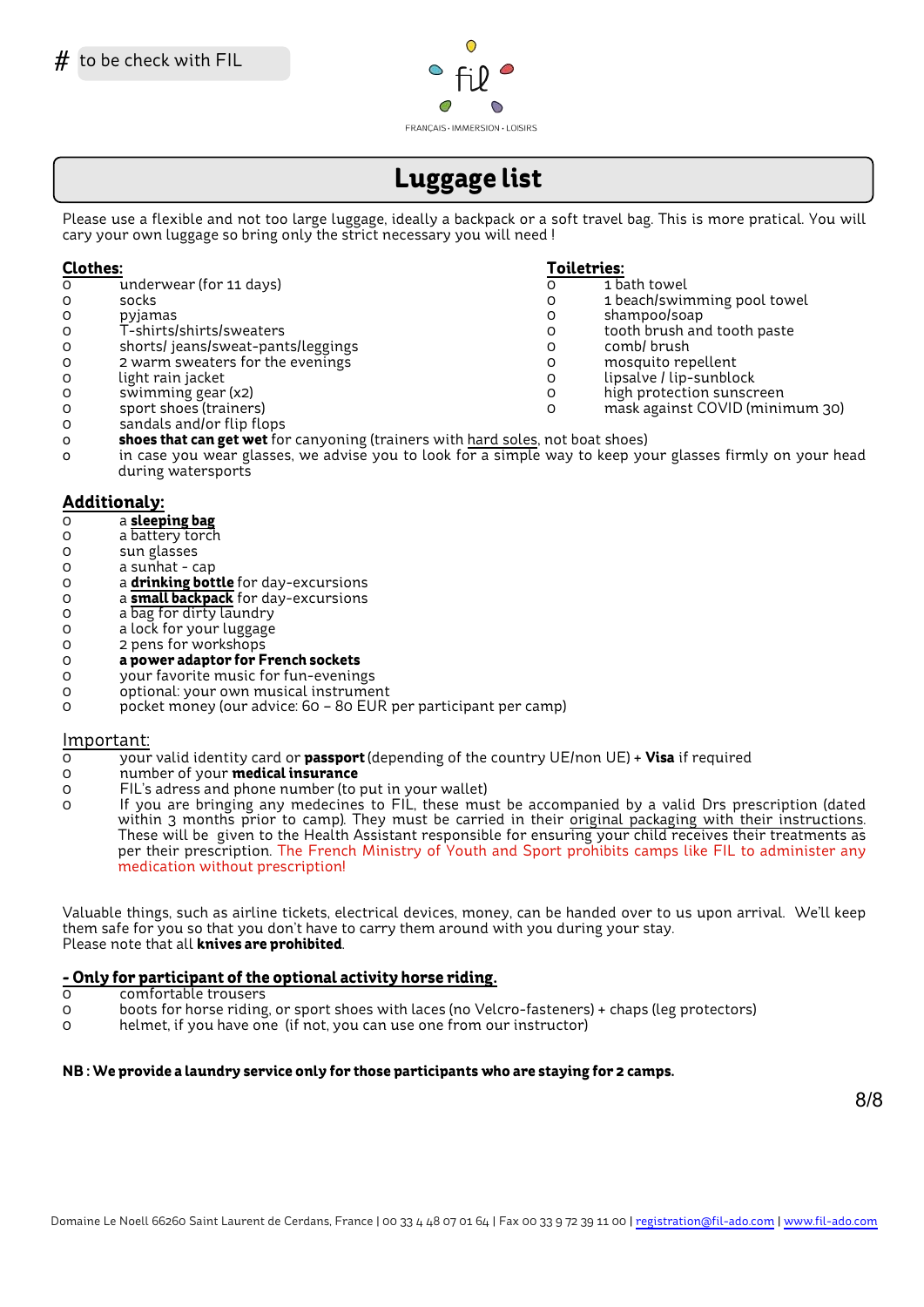# to be check with FIL

FRANÇAIS · IMMERSION · LOISIRS

# Luggage list

Please use a flexible and not too large luggage, ideally a backpack or a soft travel bag. This is more pratical. You will cary your own luggage so bring only the strict necessary you will need !

**Clothes:**

- underwear (for 11 days)
- socks
- pyjamas
- T-shirts/shirts/sweaters
- shorts/ jeans/sweat-pants/leggings
- 2 warm sweaters for the evenings
- light rain jacket
- swimming gear (x2)
- sport shoes (trainers)
- sandals and/or flip flops
- **shoes that can get wet** for canyoning (trainers with hard soles, not boat shoes)
- in case you wear glasses, we advise you to look for a simple way to keep your glasses firmly on your head during watersports

**Toiletries:**

- 1 bath towel
- 1 beach/swimming pool towel
- shampoo/soap
- tooth brush and tooth paste
- comb/ brush
- mosquito repellent
- lipsalve / lip-sunblock
- high protection sunscreen
- mask against COVID (minimum 30)

**Additionaly:**

- a **sleeping bag**
- a battery torch
- sun glasses
- a sunhat - cap
- a **drinking bottle** for day-excursions
- a **small backpack** for day-excursions
- a bag for dirty laundry
- a lock for your luggage
- 2 pens for workshops
- **a power adaptor for French sockets**
- your favorite music for fun-evenings
- optional: your own musical instrument
- pocket money (our advice: 60 – 80 EUR per participant per camp)

Important:

- your valid identity card or **passport** (depending of the country UE/non UE) + **Visa** if required
- number of your **medical insurance**
- FIL's adress and phone number (to put in your wallet)
- If you are bringing any medecines to FIL, these must be accompanied by a valid Drs prescription (dated within 3 months prior to camp). They must be carried in their original packaging with their instructions. These will be given to the Health Assistant responsible for ensuring your child receives their treatments as per their prescription. The French Ministry of Youth and Sport prohibits camps like FIL to administer any medication without prescription!

Valuable things, such as airline tickets, electrical devices, money, can be handed over to us upon arrival. We'll keep them safe for you so that you don't have to carry them around with you during your stay.
Please note that all **knives are prohibited**.

**- Only for participant of the optional activity horse riding.**

- comfortable trousers
- boots for horse riding, or sport shoes with laces (no Velcro-fasteners) + chaps (leg protectors)
- helmet, if you have one (if not, you can use one from our instructor)

**NB : We provide a laundry service only for those participants who are staying for 2 camps.**

Domaine Le Noell 66260 Saint Laurent de Cerdans, France | 00 33 4 48 07 01 64 | Fax 00 33 9 72 39 11 00 | registration@fil-ado.com | www.fil-ado.com